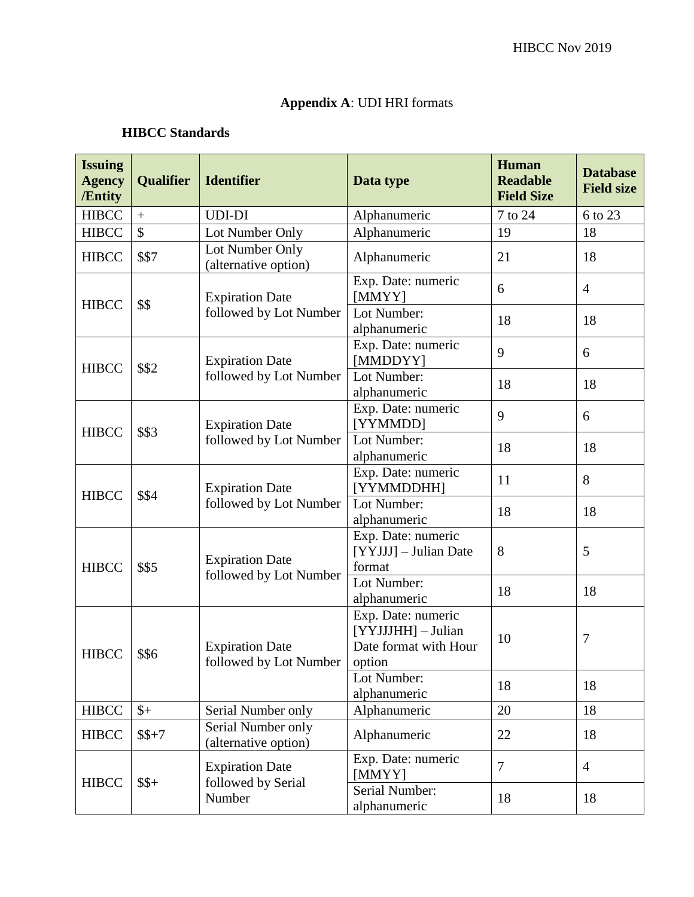**Appendix A**: UDI HRI formats

**HIBCC Standards**

| Issuing Agency /Entity | Qualifier | Identifier | Data type | Human Readable Field Size | Database Field size |
|---|---|---|---|---|---|
| HIBCC | + | UDI-DI | Alphanumeric | 7 to 24 | 6 to 23 |
| HIBCC | $ | Lot Number Only | Alphanumeric | 19 | 18 |
| HIBCC | $$7 | Lot Number Only (alternative option) | Alphanumeric | 21 | 18 |
| HIBCC | $$ | Expiration Date followed by Lot Number | Exp. Date: numeric [MMYY] | 6 | 4 |
| | | | Lot Number: alphanumeric | 18 | 18 |
| HIBCC | $$2 | Expiration Date followed by Lot Number | Exp. Date: numeric [MMDDYY] | 9 | 6 |
| | | | Lot Number: alphanumeric | 18 | 18 |
| HIBCC | $$3 | Expiration Date followed by Lot Number | Exp. Date: numeric [YYMMDD] | 9 | 6 |
| | | | Lot Number: alphanumeric | 18 | 18 |
| HIBCC | $$4 | Expiration Date followed by Lot Number | Exp. Date: numeric [YYMMDDHH] | 11 | 8 |
| | | | Lot Number: alphanumeric | 18 | 18 |
| HIBCC | $$5 | Expiration Date followed by Lot Number | Exp. Date: numeric [YYJJJ] – Julian Date format | 8 | 5 |
| | | | Lot Number: alphanumeric | 18 | 18 |
| HIBCC | $$6 | Expiration Date followed by Lot Number | Exp. Date: numeric [YYJJJHH] – Julian Date format with Hour option | 10 | 7 |
| | | | Lot Number: alphanumeric | 18 | 18 |
| HIBCC | $+ | Serial Number only | Alphanumeric | 20 | 18 |
| HIBCC | $$+7 | Serial Number only (alternative option) | Alphanumeric | 22 | 18 |
| HIBCC | $$+ | Expiration Date followed by Serial Number | Exp. Date: numeric [MMYY] | 7 | 4 |
| | | | Serial Number: alphanumeric | 18 | 18 |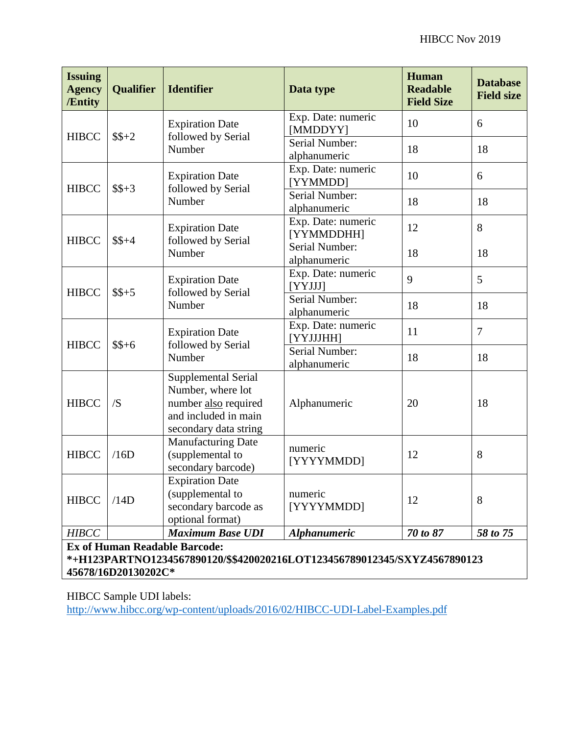| Issuing Agency /Entity | Qualifier | Identifier | Data type | Human Readable Field Size | Database Field size |
|---|---|---|---|---|---|
| HIBCC | $$+2 | Expiration Date followed by Serial Number | Exp. Date: numeric [MMDDYY] | 10 | 6 |
| | | | Serial Number: alphanumeric | 18 | 18 |
| HIBCC | $$+3 | Expiration Date followed by Serial Number | Exp. Date: numeric [YYMMDD] | 10 | 6 |
| | | | Serial Number: alphanumeric | 18 | 18 |
| HIBCC | $$+4 | Expiration Date followed by Serial Number | Exp. Date: numeric [YYMMDDHH] | 12 | 8 |
| | | | Serial Number: alphanumeric | 18 | 18 |
| HIBCC | $$+5 | Expiration Date followed by Serial Number | Exp. Date: numeric [YYJJJ] | 9 | 5 |
| | | | Serial Number: alphanumeric | 18 | 18 |
| HIBCC | $$+6 | Expiration Date followed by Serial Number | Exp. Date: numeric [YYJJJHH] | 11 | 7 |
| | | | Serial Number: alphanumeric | 18 | 18 |
| HIBCC | /S | Supplemental Serial Number, where lot number also required and included in main secondary data string | Alphanumeric | 20 | 18 |
| HIBCC | /16D | Manufacturing Date (supplemental to secondary barcode) | numeric [YYYYMMDD] | 12 | 8 |
| HIBCC | /14D | Expiration Date (supplemental to secondary barcode as optional format) | numeric [YYYYMMDD] | 12 | 8 |
| *HIBCC* | | ***Maximum Base UDI*** | ***Alphanumeric*** | ***70 to 87*** | ***58 to 75*** |
| **Ex of Human Readable Barcode: \*+H123PARTNO1234567890120/$$420020216LOT123456789012345/SXYZ456789012345678/16D20130202C\*** | | | | | |

HIBCC Sample UDI labels:
http://www.hibcc.org/wp-content/uploads/2016/02/HIBCC-UDI-Label-Examples.pdf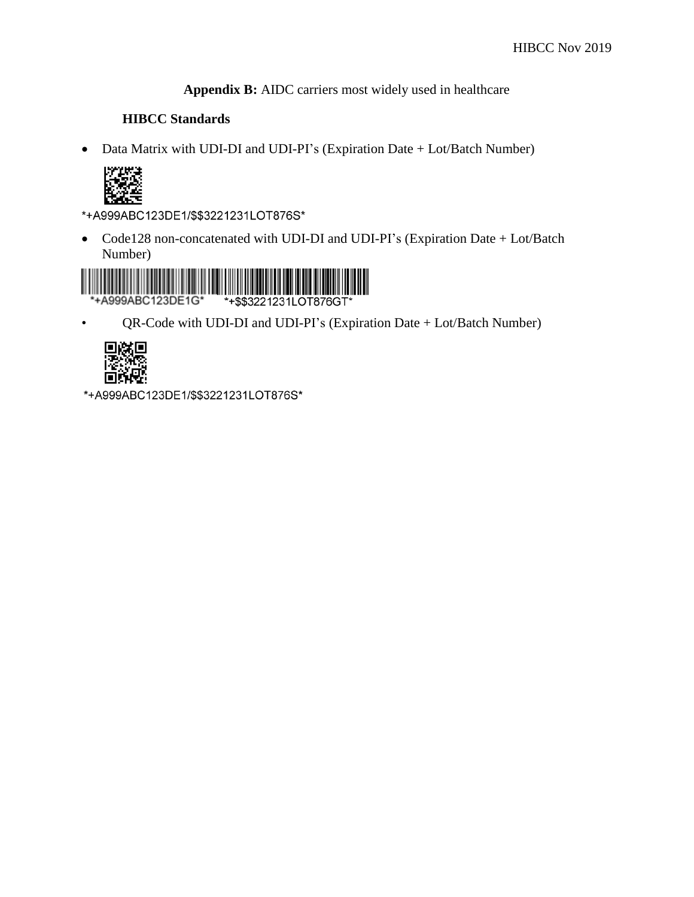**Appendix B:** AIDC carriers most widely used in healthcare

**HIBCC Standards**

- Data Matrix with UDI-DI and UDI-PI's (Expiration Date + Lot/Batch Number)

*+A999ABC123DE1/$$3221231LOT876S*

- Code128 non-concatenated with UDI-DI and UDI-PI's (Expiration Date + Lot/Batch Number)

*+A999ABC123DE1G* *+$$3221231LOT876GT*

- QR-Code with UDI-DI and UDI-PI's (Expiration Date + Lot/Batch Number)

*+A999ABC123DE1/$$3221231LOT876S*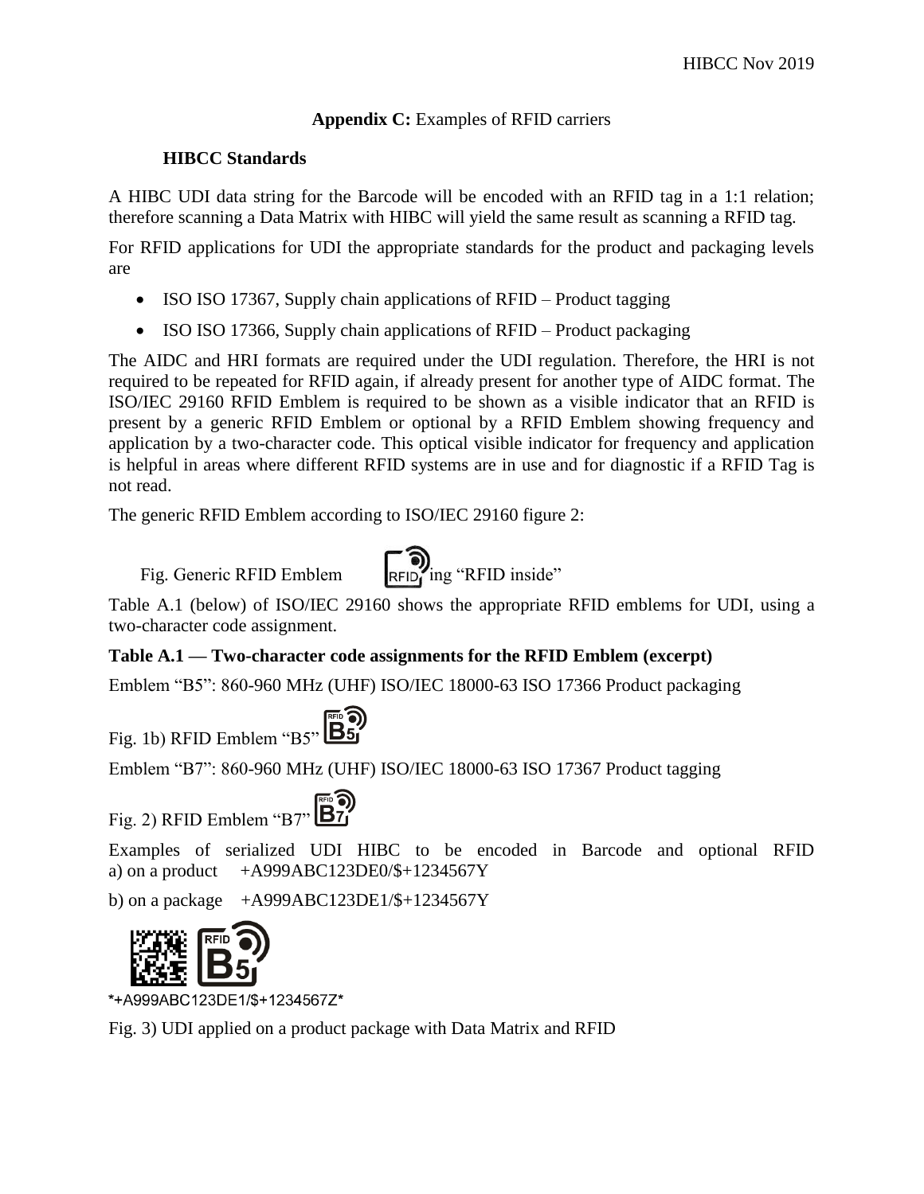**Appendix C:** Examples of RFID carriers

**HIBCC Standards**

A HIBC UDI data string for the Barcode will be encoded with an RFID tag in a 1:1 relation; therefore scanning a Data Matrix with HIBC will yield the same result as scanning a RFID tag.

For RFID applications for UDI the appropriate standards for the product and packaging levels are

- ISO ISO 17367, Supply chain applications of RFID – Product tagging
- ISO ISO 17366, Supply chain applications of RFID – Product packaging

The AIDC and HRI formats are required under the UDI regulation. Therefore, the HRI is not required to be repeated for RFID again, if already present for another type of AIDC format. The ISO/IEC 29160 RFID Emblem is required to be shown as a visible indicator that an RFID is present by a generic RFID Emblem or optional by a RFID Emblem showing frequency and application by a two-character code. This optical visible indicator for frequency and application is helpful in areas where different RFID systems are in use and for diagnostic if a RFID Tag is not read.

The generic RFID Emblem according to ISO/IEC 29160 figure 2:

Fig. Generic RFID Emblem ing "RFID inside"

Table A.1 (below) of ISO/IEC 29160 shows the appropriate RFID emblems for UDI, using a two-character code assignment.

**Table A.1 — Two-character code assignments for the RFID Emblem (excerpt)**

Emblem "B5": 860-960 MHz (UHF) ISO/IEC 18000-63 ISO 17366 Product packaging

Fig. 1b) RFID Emblem "B5"

Emblem "B7": 860-960 MHz (UHF) ISO/IEC 18000-63 ISO 17367 Product tagging

Fig. 2) RFID Emblem "B7"

Examples of serialized UDI HIBC to be encoded in Barcode and optional RFID
a) on a product +A999ABC123DE0/$+1234567Y

b) on a package +A999ABC123DE1/$+1234567Y

*+A999ABC123DE1/$+1234567Z*

Fig. 3) UDI applied on a product package with Data Matrix and RFID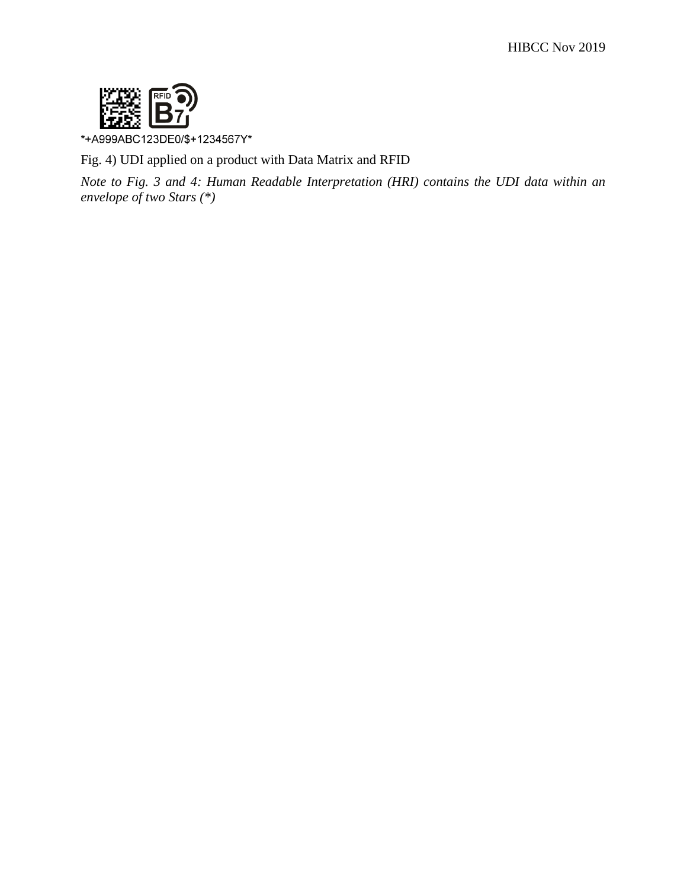*+A999ABC123DE0/$+1234567Y*

Fig. 4) UDI applied on a product with Data Matrix and RFID

*Note to Fig. 3 and 4: Human Readable Interpretation (HRI) contains the UDI data within an envelope of two Stars (*)*